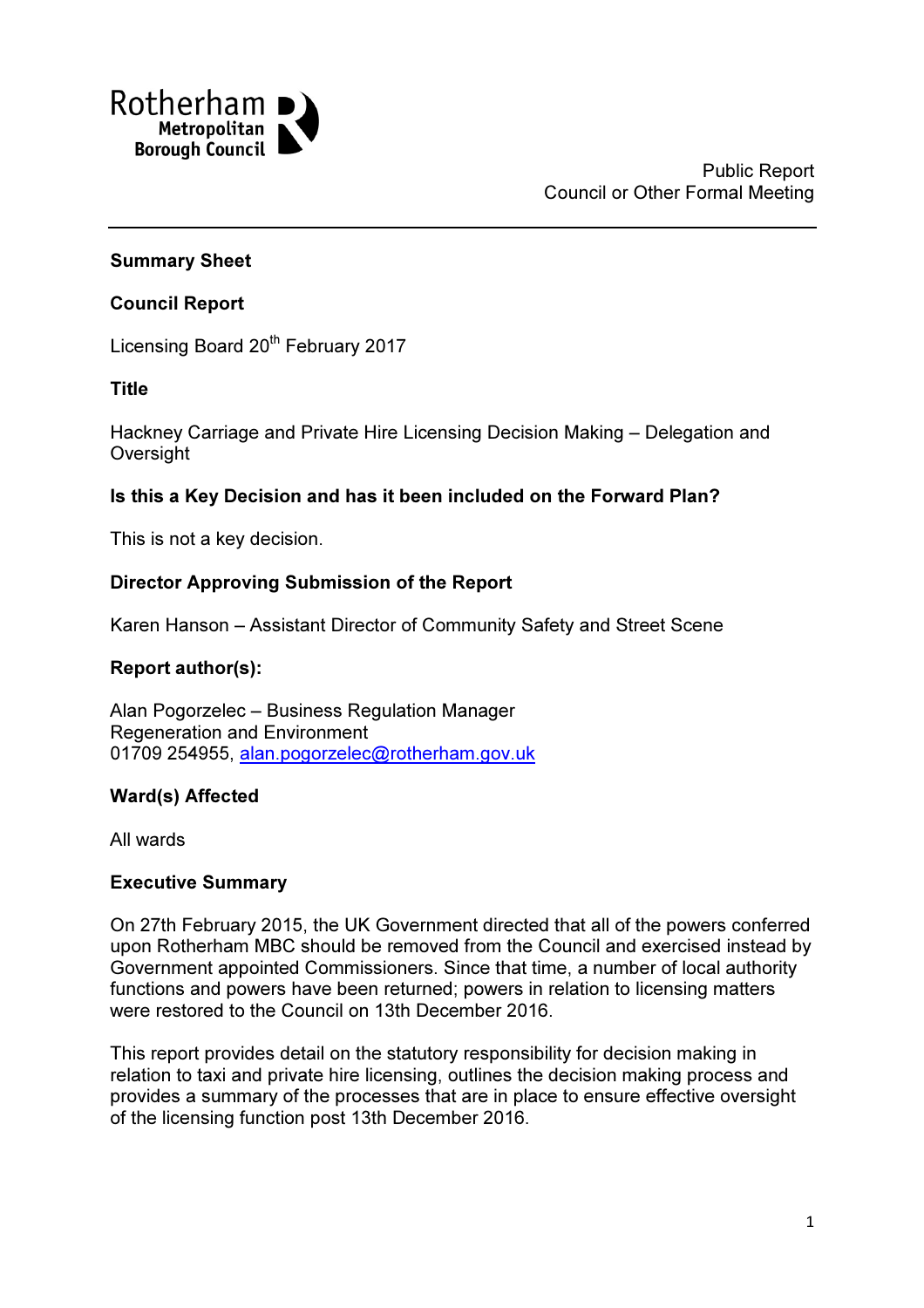Rotherham Metropolitan Borough Council

Public Report
Council or Other Formal Meeting

**Summary Sheet**

**Council Report**

Licensing Board 20th February 2017

**Title**

Hackney Carriage and Private Hire Licensing Decision Making – Delegation and Oversight

**Is this a Key Decision and has it been included on the Forward Plan?**

This is not a key decision.

**Director Approving Submission of the Report**

Karen Hanson – Assistant Director of Community Safety and Street Scene

**Report author(s):**

Alan Pogorzelec – Business Regulation Manager
Regeneration and Environment
01709 254955, alan.pogorzelec@rotherham.gov.uk

**Ward(s) Affected**

All wards

**Executive Summary**

On 27th February 2015, the UK Government directed that all of the powers conferred upon Rotherham MBC should be removed from the Council and exercised instead by Government appointed Commissioners. Since that time, a number of local authority functions and powers have been returned; powers in relation to licensing matters were restored to the Council on 13th December 2016.

This report provides detail on the statutory responsibility for decision making in relation to taxi and private hire licensing, outlines the decision making process and provides a summary of the processes that are in place to ensure effective oversight of the licensing function post 13th December 2016.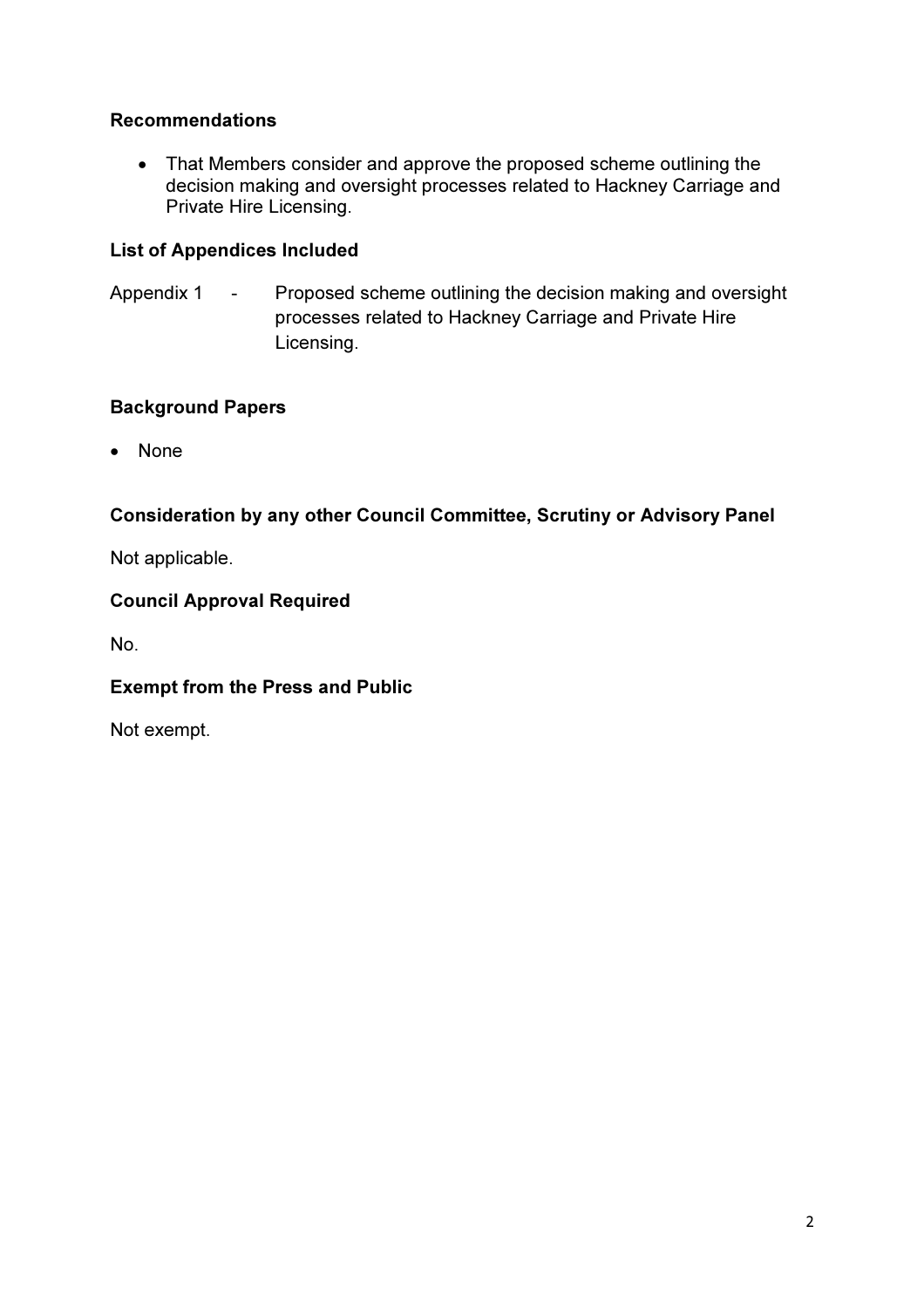**Recommendations**

- That Members consider and approve the proposed scheme outlining the decision making and oversight processes related to Hackney Carriage and Private Hire Licensing.

**List of Appendices Included**

Appendix 1 - Proposed scheme outlining the decision making and oversight processes related to Hackney Carriage and Private Hire Licensing.

**Background Papers**

- None

**Consideration by any other Council Committee, Scrutiny or Advisory Panel**

Not applicable.

**Council Approval Required**

No.

**Exempt from the Press and Public**

Not exempt.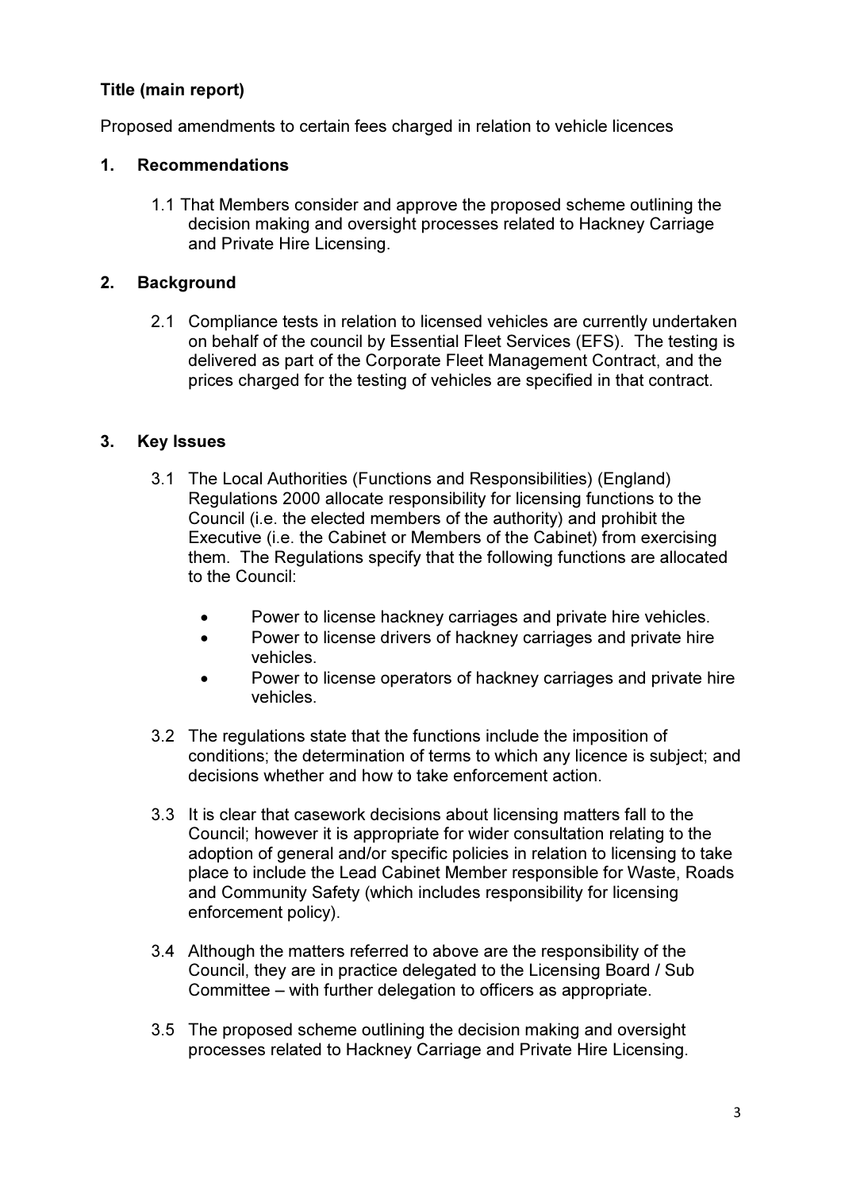**Title (main report)**

Proposed amendments to certain fees charged in relation to vehicle licences

## 1. Recommendations

1.1 That Members consider and approve the proposed scheme outlining the decision making and oversight processes related to Hackney Carriage and Private Hire Licensing.

## 2. Background

2.1 Compliance tests in relation to licensed vehicles are currently undertaken on behalf of the council by Essential Fleet Services (EFS). The testing is delivered as part of the Corporate Fleet Management Contract, and the prices charged for the testing of vehicles are specified in that contract.

## 3. Key Issues

3.1 The Local Authorities (Functions and Responsibilities) (England) Regulations 2000 allocate responsibility for licensing functions to the Council (i.e. the elected members of the authority) and prohibit the Executive (i.e. the Cabinet or Members of the Cabinet) from exercising them. The Regulations specify that the following functions are allocated to the Council:

- Power to license hackney carriages and private hire vehicles.
- Power to license drivers of hackney carriages and private hire vehicles.
- Power to license operators of hackney carriages and private hire vehicles.

3.2 The regulations state that the functions include the imposition of conditions; the determination of terms to which any licence is subject; and decisions whether and how to take enforcement action.

3.3 It is clear that casework decisions about licensing matters fall to the Council; however it is appropriate for wider consultation relating to the adoption of general and/or specific policies in relation to licensing to take place to include the Lead Cabinet Member responsible for Waste, Roads and Community Safety (which includes responsibility for licensing enforcement policy).

3.4 Although the matters referred to above are the responsibility of the Council, they are in practice delegated to the Licensing Board / Sub Committee – with further delegation to officers as appropriate.

3.5 The proposed scheme outlining the decision making and oversight processes related to Hackney Carriage and Private Hire Licensing.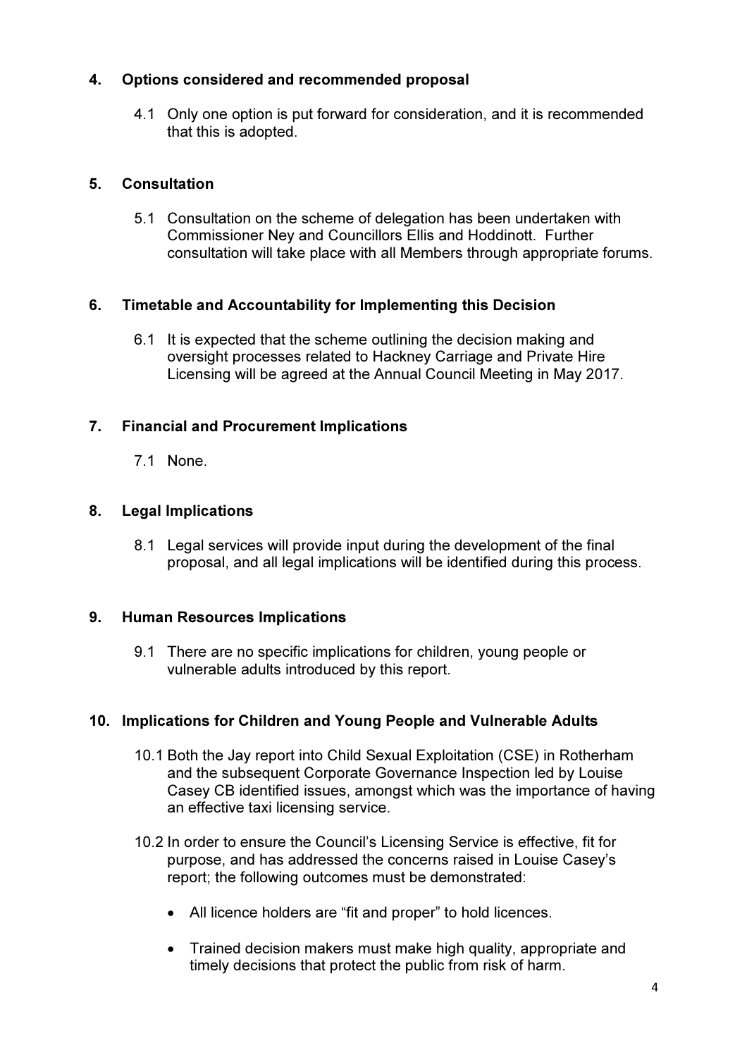## 4. Options considered and recommended proposal

4.1 Only one option is put forward for consideration, and it is recommended that this is adopted.

## 5. Consultation

5.1 Consultation on the scheme of delegation has been undertaken with Commissioner Ney and Councillors Ellis and Hoddinott. Further consultation will take place with all Members through appropriate forums.

## 6. Timetable and Accountability for Implementing this Decision

6.1 It is expected that the scheme outlining the decision making and oversight processes related to Hackney Carriage and Private Hire Licensing will be agreed at the Annual Council Meeting in May 2017.

## 7. Financial and Procurement Implications

7.1 None.

## 8. Legal Implications

8.1 Legal services will provide input during the development of the final proposal, and all legal implications will be identified during this process.

## 9. Human Resources Implications

9.1 There are no specific implications for children, young people or vulnerable adults introduced by this report.

## 10. Implications for Children and Young People and Vulnerable Adults

10.1 Both the Jay report into Child Sexual Exploitation (CSE) in Rotherham and the subsequent Corporate Governance Inspection led by Louise Casey CB identified issues, amongst which was the importance of having an effective taxi licensing service.

10.2 In order to ensure the Council's Licensing Service is effective, fit for purpose, and has addressed the concerns raised in Louise Casey's report; the following outcomes must be demonstrated:

- All licence holders are "fit and proper" to hold licences.
- Trained decision makers must make high quality, appropriate and timely decisions that protect the public from risk of harm.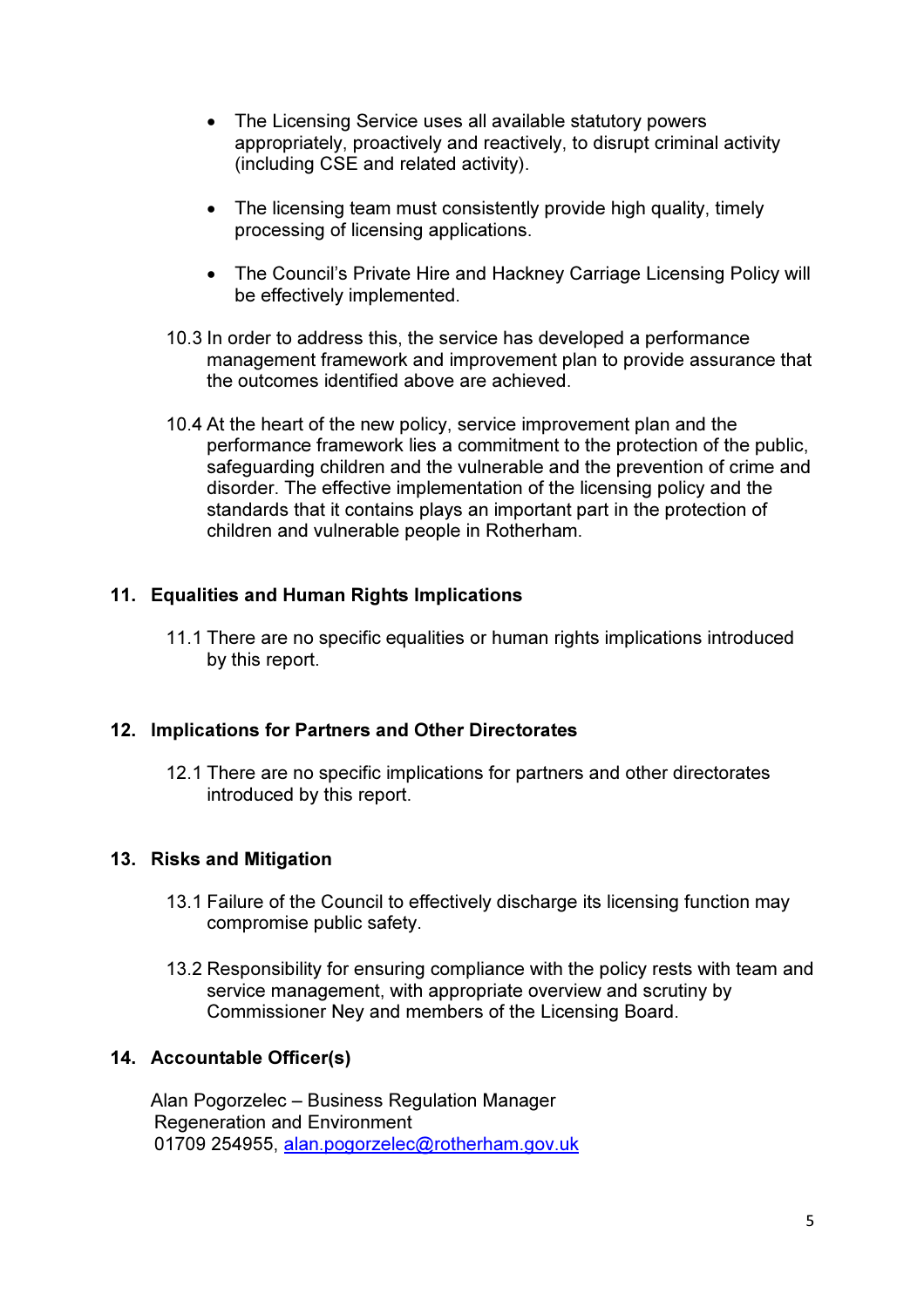- The Licensing Service uses all available statutory powers appropriately, proactively and reactively, to disrupt criminal activity (including CSE and related activity).

- The licensing team must consistently provide high quality, timely processing of licensing applications.

- The Council's Private Hire and Hackney Carriage Licensing Policy will be effectively implemented.

10.3 In order to address this, the service has developed a performance management framework and improvement plan to provide assurance that the outcomes identified above are achieved.

10.4 At the heart of the new policy, service improvement plan and the performance framework lies a commitment to the protection of the public, safeguarding children and the vulnerable and the prevention of crime and disorder. The effective implementation of the licensing policy and the standards that it contains plays an important part in the protection of children and vulnerable people in Rotherham.

## 11. Equalities and Human Rights Implications

11.1 There are no specific equalities or human rights implications introduced by this report.

## 12. Implications for Partners and Other Directorates

12.1 There are no specific implications for partners and other directorates introduced by this report.

## 13. Risks and Mitigation

13.1 Failure of the Council to effectively discharge its licensing function may compromise public safety.

13.2 Responsibility for ensuring compliance with the policy rests with team and service management, with appropriate overview and scrutiny by Commissioner Ney and members of the Licensing Board.

## 14. Accountable Officer(s)

Alan Pogorzelec – Business Regulation Manager
Regeneration and Environment
01709 254955, alan.pogorzelec@rotherham.gov.uk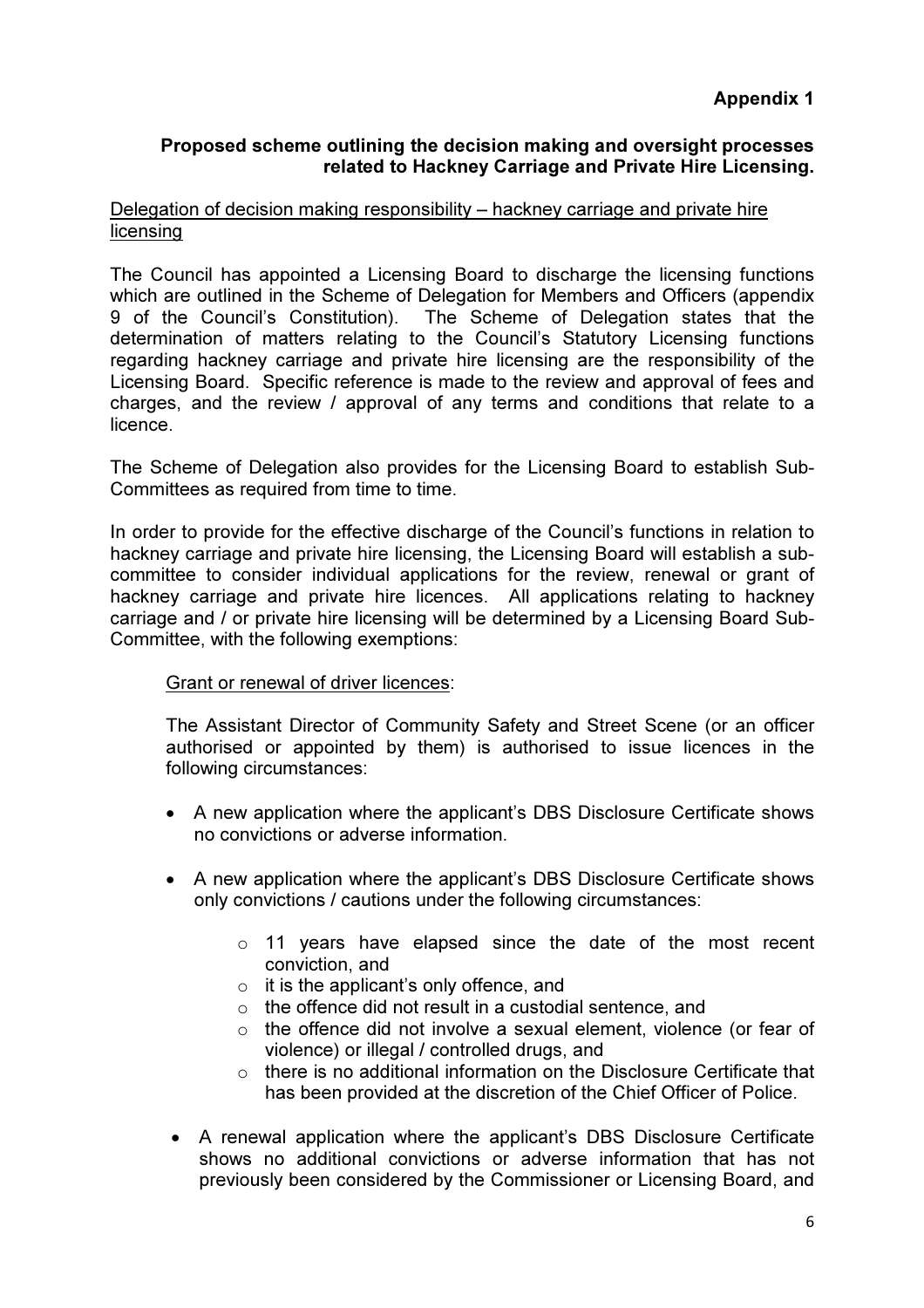**Appendix 1**

**Proposed scheme outlining the decision making and oversight processes related to Hackney Carriage and Private Hire Licensing.**

Delegation of decision making responsibility – hackney carriage and private hire licensing

The Council has appointed a Licensing Board to discharge the licensing functions which are outlined in the Scheme of Delegation for Members and Officers (appendix 9 of the Council's Constitution). The Scheme of Delegation states that the determination of matters relating to the Council's Statutory Licensing functions regarding hackney carriage and private hire licensing are the responsibility of the Licensing Board. Specific reference is made to the review and approval of fees and charges, and the review / approval of any terms and conditions that relate to a licence.

The Scheme of Delegation also provides for the Licensing Board to establish Sub-Committees as required from time to time.

In order to provide for the effective discharge of the Council's functions in relation to hackney carriage and private hire licensing, the Licensing Board will establish a sub-committee to consider individual applications for the review, renewal or grant of hackney carriage and private hire licences. All applications relating to hackney carriage and / or private hire licensing will be determined by a Licensing Board Sub-Committee, with the following exemptions:

Grant or renewal of driver licences:

The Assistant Director of Community Safety and Street Scene (or an officer authorised or appointed by them) is authorised to issue licences in the following circumstances:

- A new application where the applicant's DBS Disclosure Certificate shows no convictions or adverse information.
- A new application where the applicant's DBS Disclosure Certificate shows only convictions / cautions under the following circumstances:
    - 11 years have elapsed since the date of the most recent conviction, and
    - it is the applicant's only offence, and
    - the offence did not result in a custodial sentence, and
    - the offence did not involve a sexual element, violence (or fear of violence) or illegal / controlled drugs, and
    - there is no additional information on the Disclosure Certificate that has been provided at the discretion of the Chief Officer of Police.
- A renewal application where the applicant's DBS Disclosure Certificate shows no additional convictions or adverse information that has not previously been considered by the Commissioner or Licensing Board, and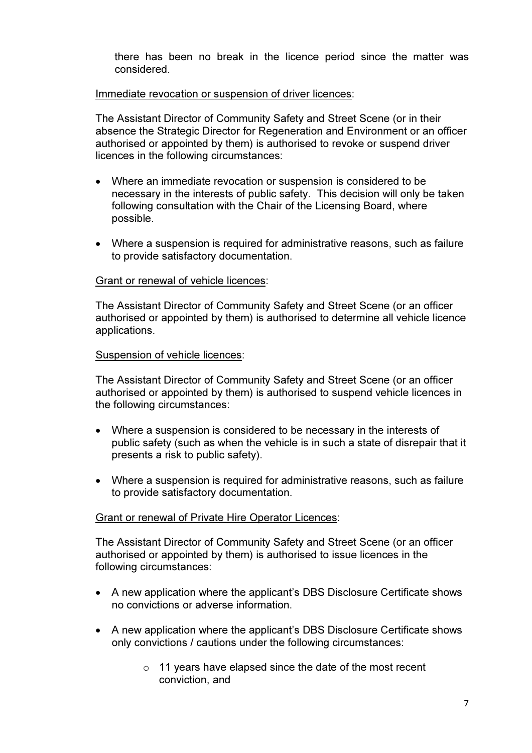there has been no break in the licence period since the matter was considered.

<u>Immediate revocation or suspension of driver licences</u>:

The Assistant Director of Community Safety and Street Scene (or in their absence the Strategic Director for Regeneration and Environment or an officer authorised or appointed by them) is authorised to revoke or suspend driver licences in the following circumstances:

- Where an immediate revocation or suspension is considered to be necessary in the interests of public safety. This decision will only be taken following consultation with the Chair of the Licensing Board, where possible.
- Where a suspension is required for administrative reasons, such as failure to provide satisfactory documentation.

<u>Grant or renewal of vehicle licences</u>:

The Assistant Director of Community Safety and Street Scene (or an officer authorised or appointed by them) is authorised to determine all vehicle licence applications.

<u>Suspension of vehicle licences</u>:

The Assistant Director of Community Safety and Street Scene (or an officer authorised or appointed by them) is authorised to suspend vehicle licences in the following circumstances:

- Where a suspension is considered to be necessary in the interests of public safety (such as when the vehicle is in such a state of disrepair that it presents a risk to public safety).
- Where a suspension is required for administrative reasons, such as failure to provide satisfactory documentation.

<u>Grant or renewal of Private Hire Operator Licences</u>:

The Assistant Director of Community Safety and Street Scene (or an officer authorised or appointed by them) is authorised to issue licences in the following circumstances:

- A new application where the applicant's DBS Disclosure Certificate shows no convictions or adverse information.
- A new application where the applicant's DBS Disclosure Certificate shows only convictions / cautions under the following circumstances:
    - 11 years have elapsed since the date of the most recent conviction, and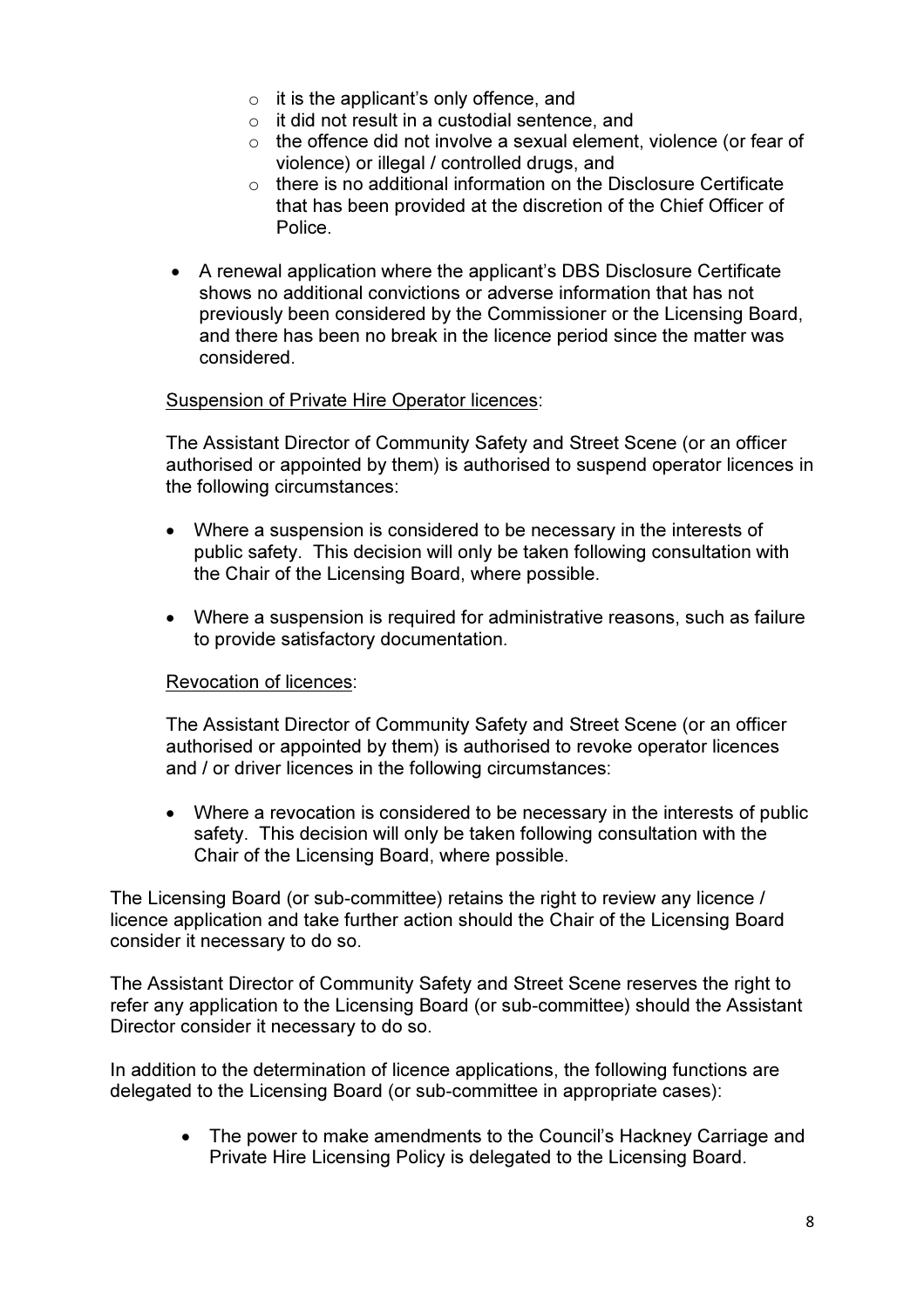- it is the applicant's only offence, and
  - it did not result in a custodial sentence, and
  - the offence did not involve a sexual element, violence (or fear of violence) or illegal / controlled drugs, and
  - there is no additional information on the Disclosure Certificate that has been provided at the discretion of the Chief Officer of Police.

- A renewal application where the applicant's DBS Disclosure Certificate shows no additional convictions or adverse information that has not previously been considered by the Commissioner or the Licensing Board, and there has been no break in the licence period since the matter was considered.

Suspension of Private Hire Operator licences:

The Assistant Director of Community Safety and Street Scene (or an officer authorised or appointed by them) is authorised to suspend operator licences in the following circumstances:

- Where a suspension is considered to be necessary in the interests of public safety. This decision will only be taken following consultation with the Chair of the Licensing Board, where possible.

- Where a suspension is required for administrative reasons, such as failure to provide satisfactory documentation.

Revocation of licences:

The Assistant Director of Community Safety and Street Scene (or an officer authorised or appointed by them) is authorised to revoke operator licences and / or driver licences in the following circumstances:

- Where a revocation is considered to be necessary in the interests of public safety. This decision will only be taken following consultation with the Chair of the Licensing Board, where possible.

The Licensing Board (or sub-committee) retains the right to review any licence / licence application and take further action should the Chair of the Licensing Board consider it necessary to do so.

The Assistant Director of Community Safety and Street Scene reserves the right to refer any application to the Licensing Board (or sub-committee) should the Assistant Director consider it necessary to do so.

In addition to the determination of licence applications, the following functions are delegated to the Licensing Board (or sub-committee in appropriate cases):

- The power to make amendments to the Council's Hackney Carriage and Private Hire Licensing Policy is delegated to the Licensing Board.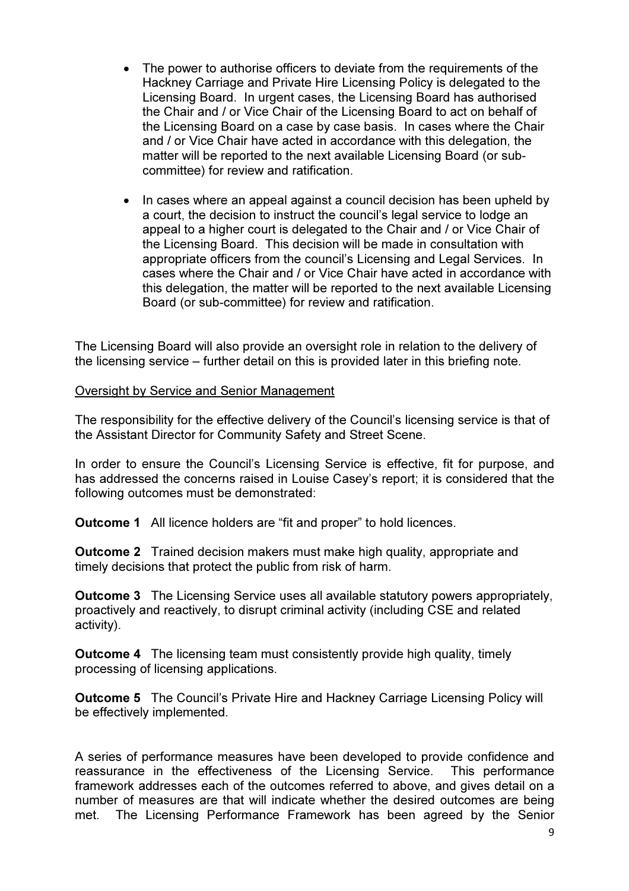- The power to authorise officers to deviate from the requirements of the Hackney Carriage and Private Hire Licensing Policy is delegated to the Licensing Board. In urgent cases, the Licensing Board has authorised the Chair and / or Vice Chair of the Licensing Board to act on behalf of the Licensing Board on a case by case basis. In cases where the Chair and / or Vice Chair have acted in accordance with this delegation, the matter will be reported to the next available Licensing Board (or sub-committee) for review and ratification.

- In cases where an appeal against a council decision has been upheld by a court, the decision to instruct the council's legal service to lodge an appeal to a higher court is delegated to the Chair and / or Vice Chair of the Licensing Board. This decision will be made in consultation with appropriate officers from the council's Licensing and Legal Services. In cases where the Chair and / or Vice Chair have acted in accordance with this delegation, the matter will be reported to the next available Licensing Board (or sub-committee) for review and ratification.

The Licensing Board will also provide an oversight role in relation to the delivery of the licensing service – further detail on this is provided later in this briefing note.

<u>Oversight by Service and Senior Management</u>

The responsibility for the effective delivery of the Council's licensing service is that of the Assistant Director for Community Safety and Street Scene.

In order to ensure the Council's Licensing Service is effective, fit for purpose, and has addressed the concerns raised in Louise Casey's report; it is considered that the following outcomes must be demonstrated:

**Outcome 1** All licence holders are "fit and proper" to hold licences.

**Outcome 2** Trained decision makers must make high quality, appropriate and timely decisions that protect the public from risk of harm.

**Outcome 3** The Licensing Service uses all available statutory powers appropriately, proactively and reactively, to disrupt criminal activity (including CSE and related activity).

**Outcome 4** The licensing team must consistently provide high quality, timely processing of licensing applications.

**Outcome 5** The Council's Private Hire and Hackney Carriage Licensing Policy will be effectively implemented.

A series of performance measures have been developed to provide confidence and reassurance in the effectiveness of the Licensing Service. This performance framework addresses each of the outcomes referred to above, and gives detail on a number of measures are that will indicate whether the desired outcomes are being met. The Licensing Performance Framework has been agreed by the Senior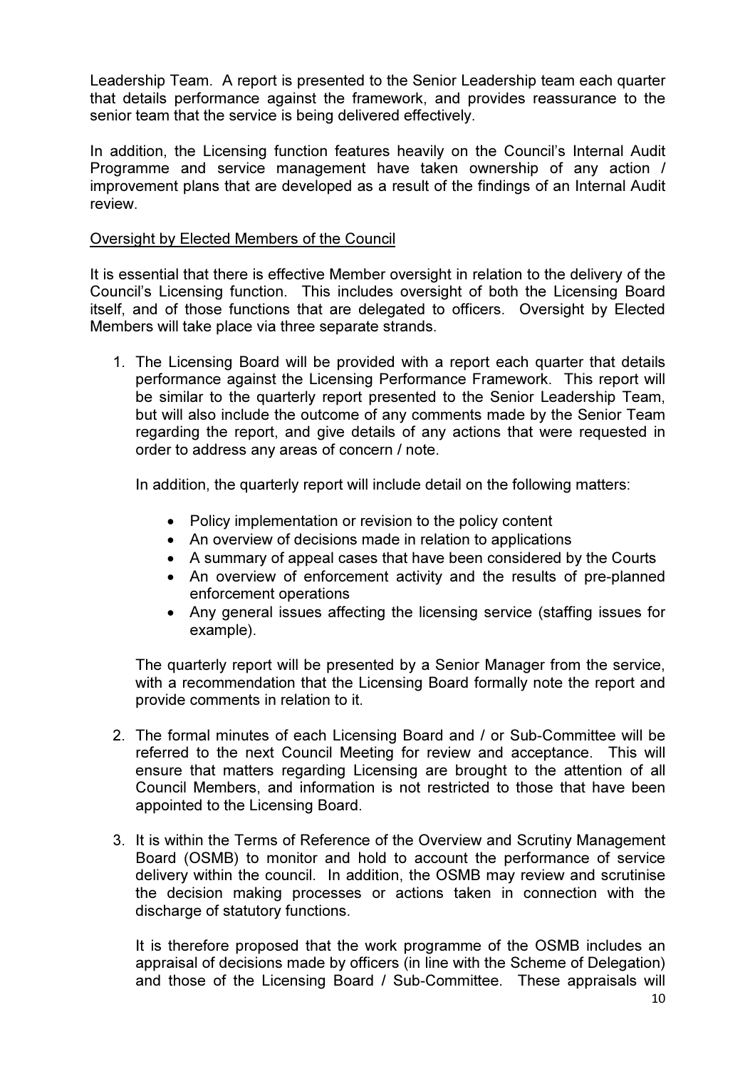Leadership Team. A report is presented to the Senior Leadership team each quarter that details performance against the framework, and provides reassurance to the senior team that the service is being delivered effectively.

In addition, the Licensing function features heavily on the Council's Internal Audit Programme and service management have taken ownership of any action / improvement plans that are developed as a result of the findings of an Internal Audit review.

Oversight by Elected Members of the Council

It is essential that there is effective Member oversight in relation to the delivery of the Council's Licensing function. This includes oversight of both the Licensing Board itself, and of those functions that are delegated to officers. Oversight by Elected Members will take place via three separate strands.

1. The Licensing Board will be provided with a report each quarter that details performance against the Licensing Performance Framework. This report will be similar to the quarterly report presented to the Senior Leadership Team, but will also include the outcome of any comments made by the Senior Team regarding the report, and give details of any actions that were requested in order to address any areas of concern / note.

   In addition, the quarterly report will include detail on the following matters:

   - Policy implementation or revision to the policy content
   - An overview of decisions made in relation to applications
   - A summary of appeal cases that have been considered by the Courts
   - An overview of enforcement activity and the results of pre-planned enforcement operations
   - Any general issues affecting the licensing service (staffing issues for example).

   The quarterly report will be presented by a Senior Manager from the service, with a recommendation that the Licensing Board formally note the report and provide comments in relation to it.

2. The formal minutes of each Licensing Board and / or Sub-Committee will be referred to the next Council Meeting for review and acceptance. This will ensure that matters regarding Licensing are brought to the attention of all Council Members, and information is not restricted to those that have been appointed to the Licensing Board.

3. It is within the Terms of Reference of the Overview and Scrutiny Management Board (OSMB) to monitor and hold to account the performance of service delivery within the council. In addition, the OSMB may review and scrutinise the decision making processes or actions taken in connection with the discharge of statutory functions.

   It is therefore proposed that the work programme of the OSMB includes an appraisal of decisions made by officers (in line with the Scheme of Delegation) and those of the Licensing Board / Sub-Committee. These appraisals will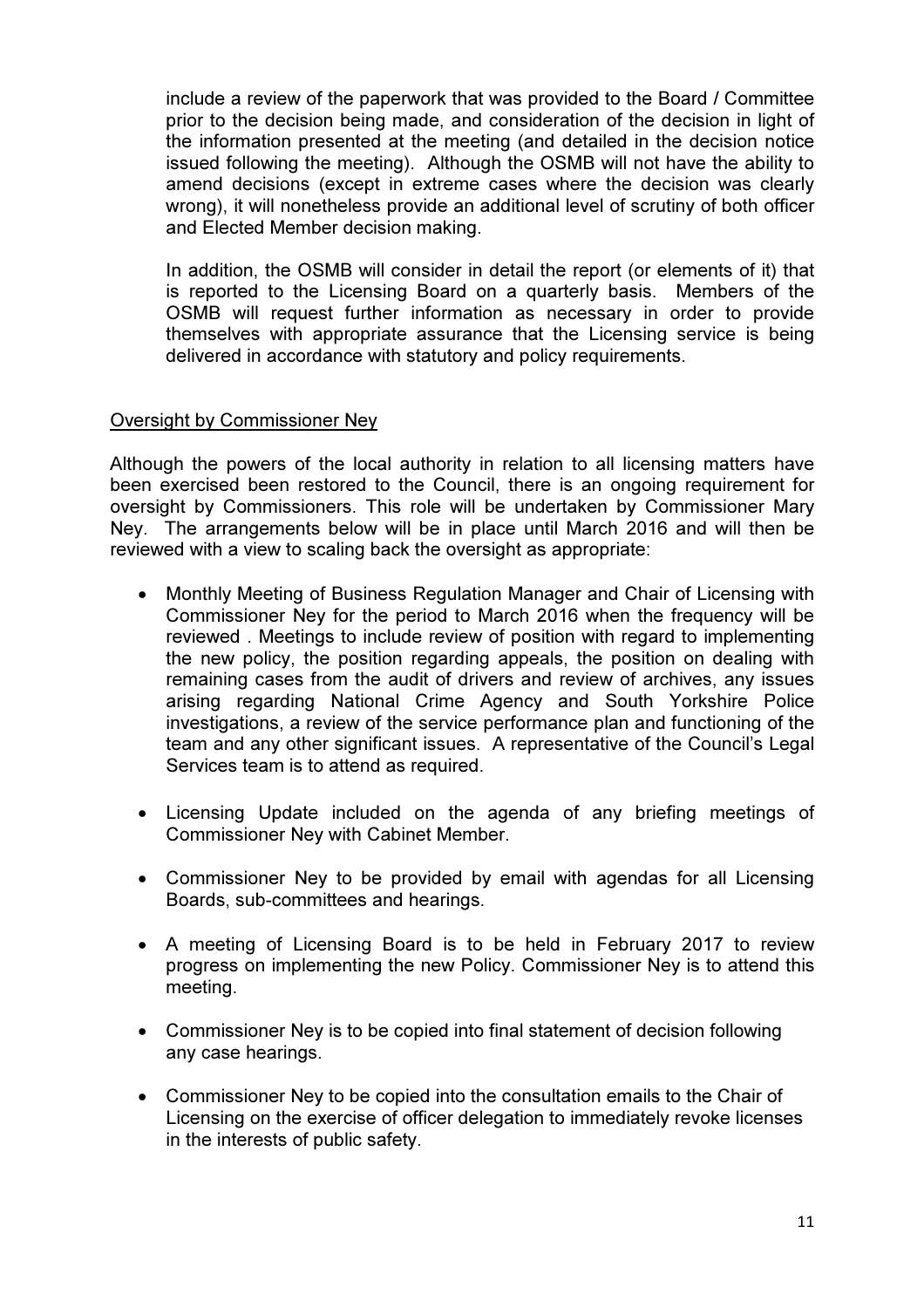include a review of the paperwork that was provided to the Board / Committee prior to the decision being made, and consideration of the decision in light of the information presented at the meeting (and detailed in the decision notice issued following the meeting). Although the OSMB will not have the ability to amend decisions (except in extreme cases where the decision was clearly wrong), it will nonetheless provide an additional level of scrutiny of both officer and Elected Member decision making.

In addition, the OSMB will consider in detail the report (or elements of it) that is reported to the Licensing Board on a quarterly basis. Members of the OSMB will request further information as necessary in order to provide themselves with appropriate assurance that the Licensing service is being delivered in accordance with statutory and policy requirements.

Oversight by Commissioner Ney

Although the powers of the local authority in relation to all licensing matters have been exercised been restored to the Council, there is an ongoing requirement for oversight by Commissioners. This role will be undertaken by Commissioner Mary Ney. The arrangements below will be in place until March 2016 and will then be reviewed with a view to scaling back the oversight as appropriate:

- Monthly Meeting of Business Regulation Manager and Chair of Licensing with Commissioner Ney for the period to March 2016 when the frequency will be reviewed . Meetings to include review of position with regard to implementing the new policy, the position regarding appeals, the position on dealing with remaining cases from the audit of drivers and review of archives, any issues arising regarding National Crime Agency and South Yorkshire Police investigations, a review of the service performance plan and functioning of the team and any other significant issues. A representative of the Council's Legal Services team is to attend as required.

- Licensing Update included on the agenda of any briefing meetings of Commissioner Ney with Cabinet Member.

- Commissioner Ney to be provided by email with agendas for all Licensing Boards, sub-committees and hearings.

- A meeting of Licensing Board is to be held in February 2017 to review progress on implementing the new Policy. Commissioner Ney is to attend this meeting.

- Commissioner Ney is to be copied into final statement of decision following any case hearings.

- Commissioner Ney to be copied into the consultation emails to the Chair of Licensing on the exercise of officer delegation to immediately revoke licenses in the interests of public safety.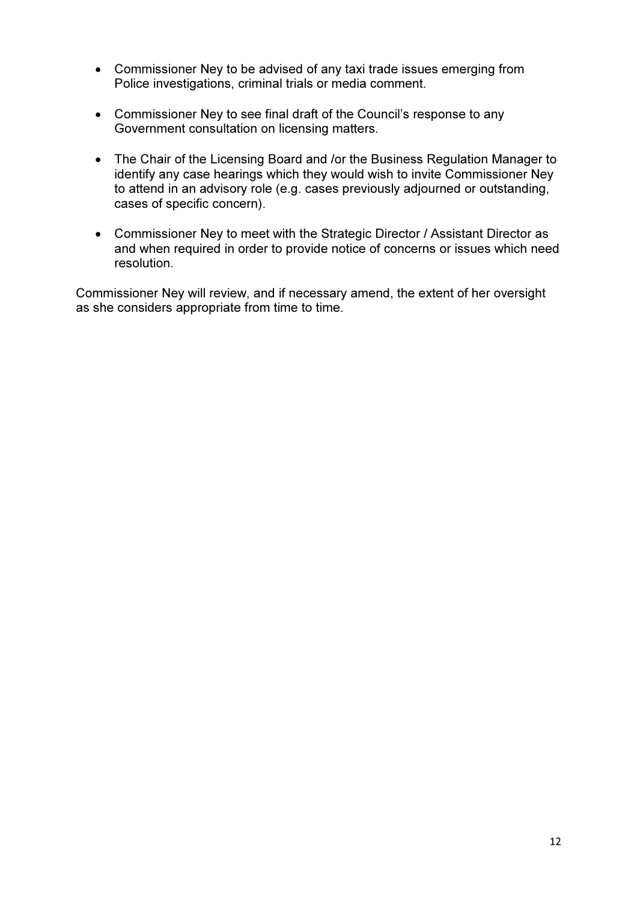- Commissioner Ney to be advised of any taxi trade issues emerging from Police investigations, criminal trials or media comment.

- Commissioner Ney to see final draft of the Council's response to any Government consultation on licensing matters.

- The Chair of the Licensing Board and /or the Business Regulation Manager to identify any case hearings which they would wish to invite Commissioner Ney to attend in an advisory role (e.g. cases previously adjourned or outstanding, cases of specific concern).

- Commissioner Ney to meet with the Strategic Director / Assistant Director as and when required in order to provide notice of concerns or issues which need resolution.

Commissioner Ney will review, and if necessary amend, the extent of her oversight as she considers appropriate from time to time.